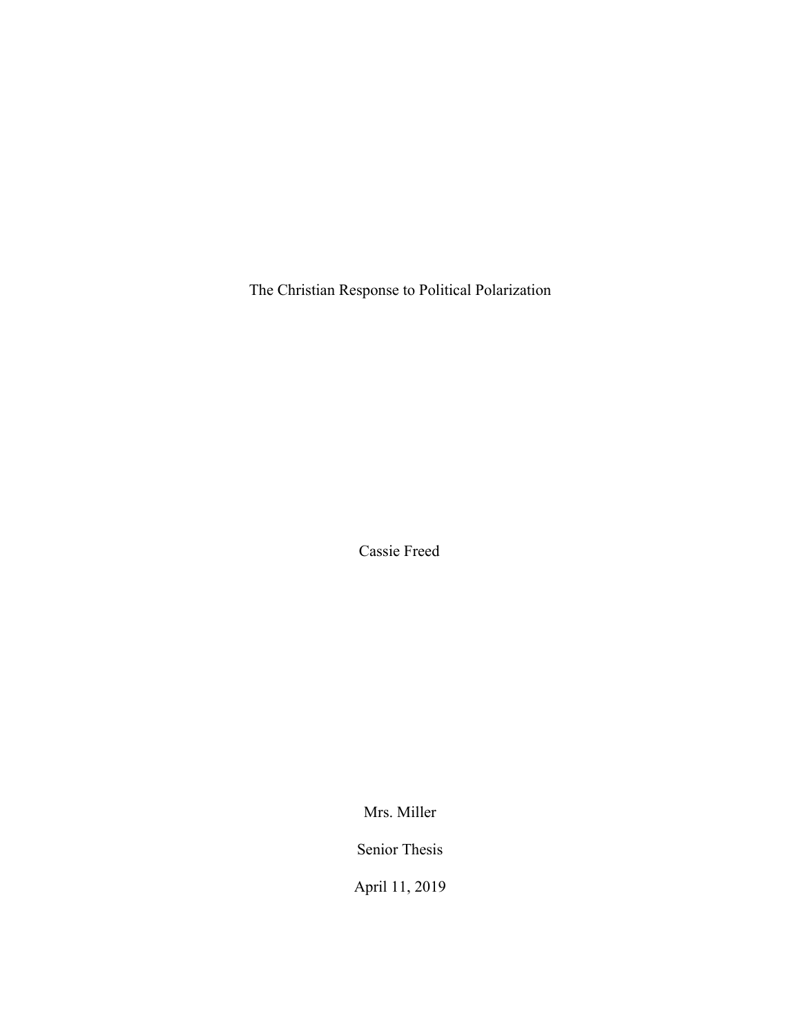# The Christian Response to Political Polarization

Cassie Freed

Mrs. Miller

Senior Thesis

April 11, 2019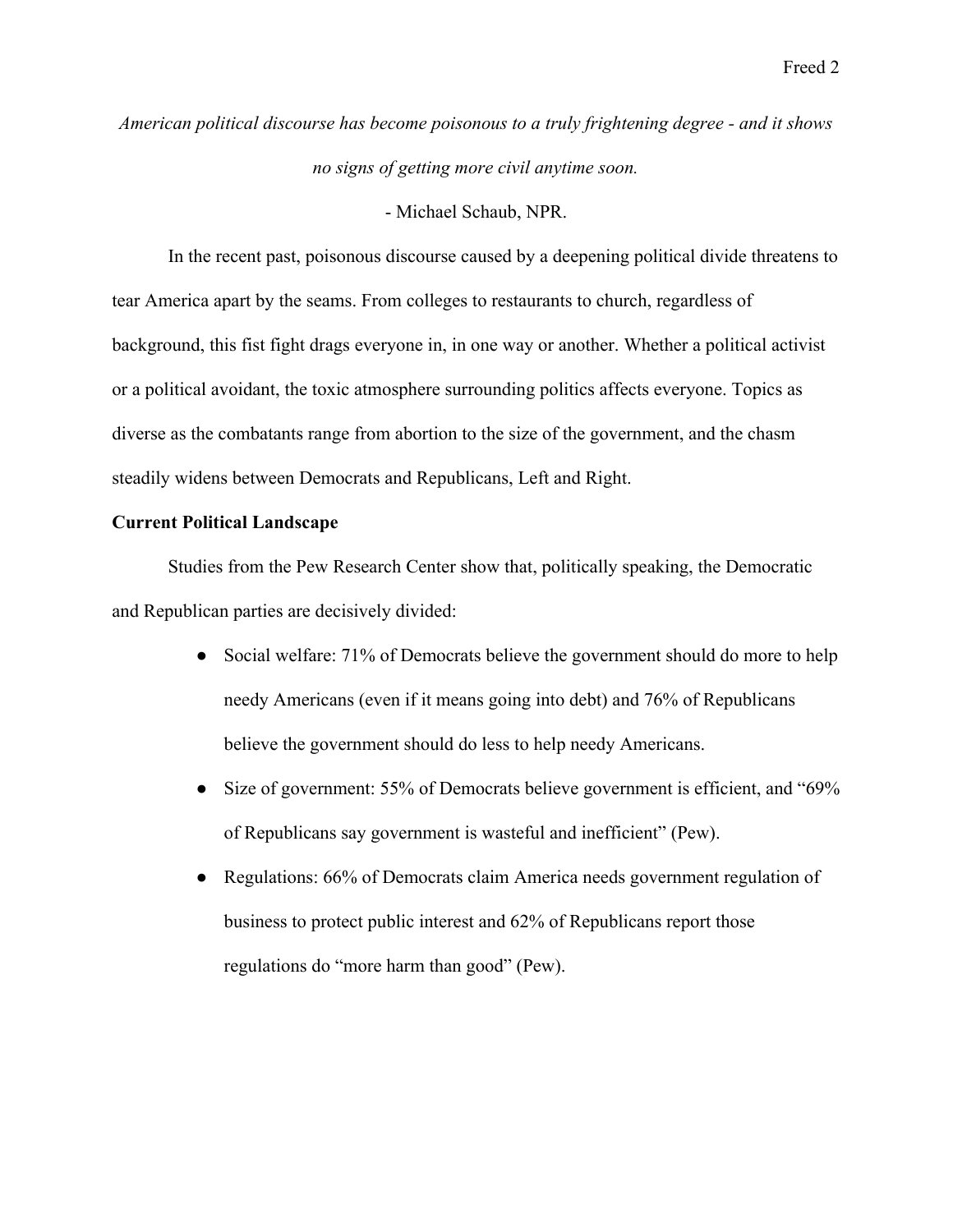*American political discourse has become poisonous to a truly frightening degree - and it shows no signs of getting more civil anytime soon.*

- Michael Schaub, NPR.

In the recent past, poisonous discourse caused by a deepening political divide threatens to tear America apart by the seams. From colleges to restaurants to church, regardless of background, this fist fight drags everyone in, in one way or another. Whether a political activist or a political avoidant, the toxic atmosphere surrounding politics affects everyone. Topics as diverse as the combatants range from abortion to the size of the government, and the chasm steadily widens between Democrats and Republicans, Left and Right.

**Current Political Landscape**

Studies from the Pew Research Center show that, politically speaking, the Democratic and Republican parties are decisively divided:

- Social welfare: 71% of Democrats believe the government should do more to help needy Americans (even if it means going into debt) and 76% of Republicans believe the government should do less to help needy Americans.
- Size of government: 55% of Democrats believe government is efficient, and "69% of Republicans say government is wasteful and inefficient" (Pew).
- Regulations: 66% of Democrats claim America needs government regulation of business to protect public interest and 62% of Republicans report those regulations do "more harm than good" (Pew).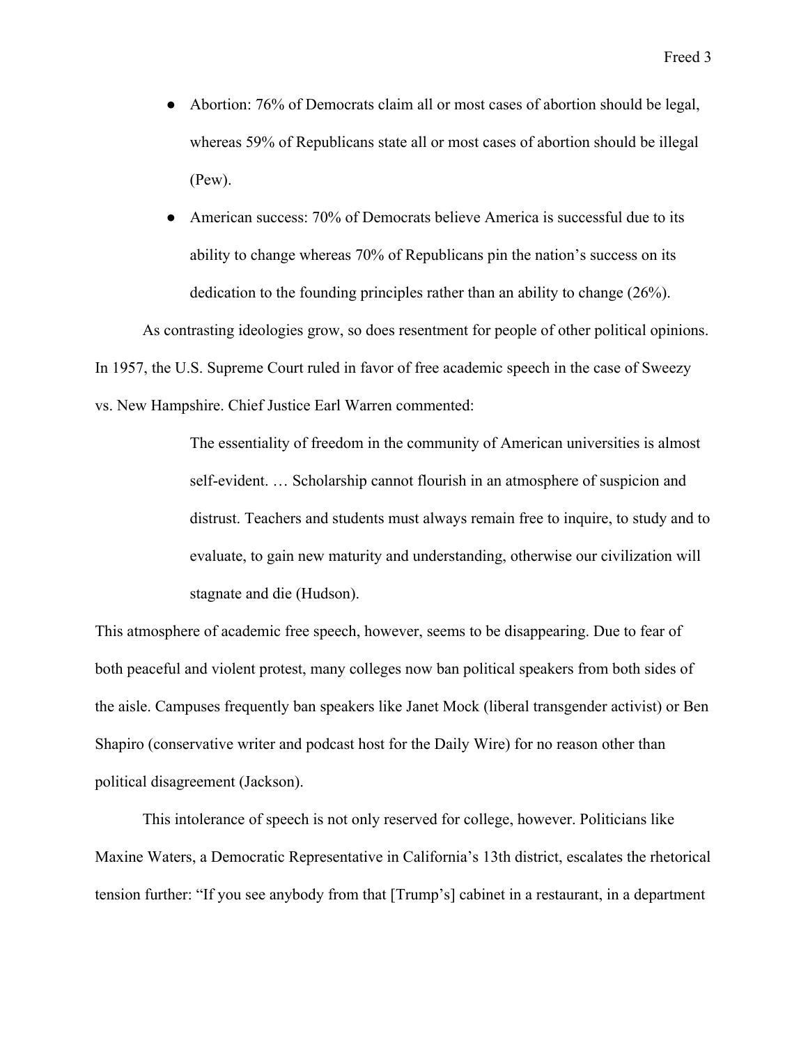- Abortion: 76% of Democrats claim all or most cases of abortion should be legal, whereas 59% of Republicans state all or most cases of abortion should be illegal (Pew).
- American success: 70% of Democrats believe America is successful due to its ability to change whereas 70% of Republicans pin the nation's success on its dedication to the founding principles rather than an ability to change (26%).

As contrasting ideologies grow, so does resentment for people of other political opinions. In 1957, the U.S. Supreme Court ruled in favor of free academic speech in the case of Sweezy vs. New Hampshire. Chief Justice Earl Warren commented:

> The essentiality of freedom in the community of American universities is almost self-evident. … Scholarship cannot flourish in an atmosphere of suspicion and distrust. Teachers and students must always remain free to inquire, to study and to evaluate, to gain new maturity and understanding, otherwise our civilization will stagnate and die (Hudson).

This atmosphere of academic free speech, however, seems to be disappearing. Due to fear of both peaceful and violent protest, many colleges now ban political speakers from both sides of the aisle. Campuses frequently ban speakers like Janet Mock (liberal transgender activist) or Ben Shapiro (conservative writer and podcast host for the Daily Wire) for no reason other than political disagreement (Jackson).

This intolerance of speech is not only reserved for college, however. Politicians like Maxine Waters, a Democratic Representative in California's 13th district, escalates the rhetorical tension further: "If you see anybody from that [Trump's] cabinet in a restaurant, in a department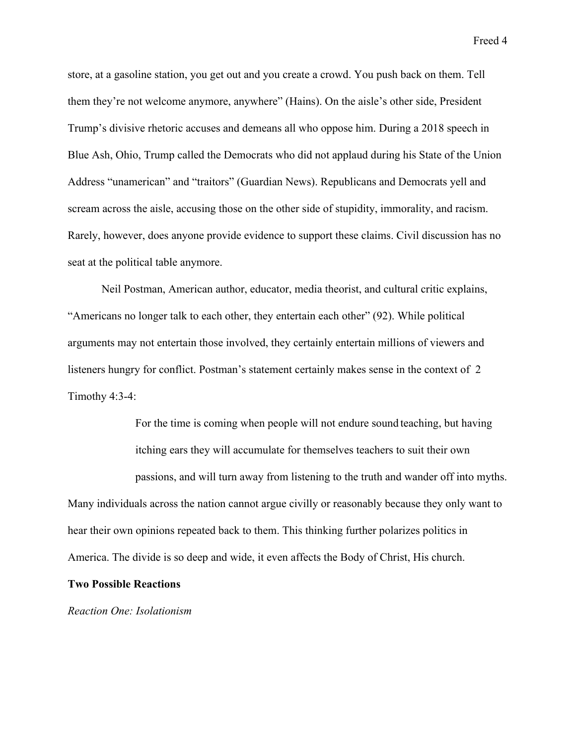store, at a gasoline station, you get out and you create a crowd. You push back on them. Tell them they're not welcome anymore, anywhere" (Hains). On the aisle's other side, President Trump's divisive rhetoric accuses and demeans all who oppose him. During a 2018 speech in Blue Ash, Ohio, Trump called the Democrats who did not applaud during his State of the Union Address "unamerican" and "traitors" (Guardian News). Republicans and Democrats yell and scream across the aisle, accusing those on the other side of stupidity, immorality, and racism. Rarely, however, does anyone provide evidence to support these claims. Civil discussion has no seat at the political table anymore.

Neil Postman, American author, educator, media theorist, and cultural critic explains, "Americans no longer talk to each other, they entertain each other" (92). While political arguments may not entertain those involved, they certainly entertain millions of viewers and listeners hungry for conflict. Postman's statement certainly makes sense in the context of 2 Timothy 4:3-4:

> For the time is coming when people will not endure sound teaching, but having itching ears they will accumulate for themselves teachers to suit their own passions, and will turn away from listening to the truth and wander off into myths.

Many individuals across the nation cannot argue civilly or reasonably because they only want to hear their own opinions repeated back to them. This thinking further polarizes politics in America. The divide is so deep and wide, it even affects the Body of Christ, His church.

**Two Possible Reactions**

*Reaction One: Isolationism*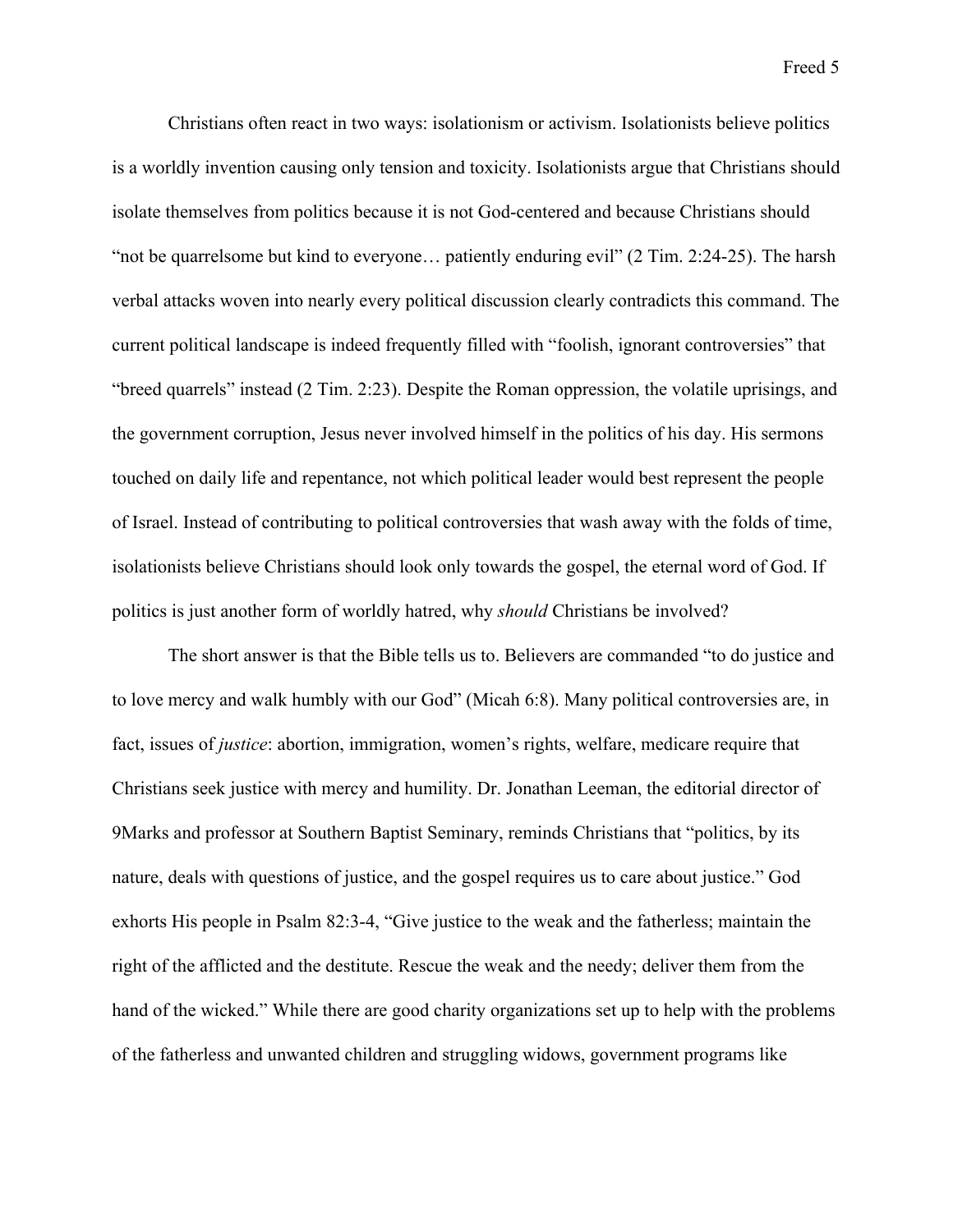Christians often react in two ways: isolationism or activism. Isolationists believe politics is a worldly invention causing only tension and toxicity. Isolationists argue that Christians should isolate themselves from politics because it is not God-centered and because Christians should "not be quarrelsome but kind to everyone… patiently enduring evil" (2 Tim. 2:24-25). The harsh verbal attacks woven into nearly every political discussion clearly contradicts this command. The current political landscape is indeed frequently filled with "foolish, ignorant controversies" that "breed quarrels" instead (2 Tim. 2:23). Despite the Roman oppression, the volatile uprisings, and the government corruption, Jesus never involved himself in the politics of his day. His sermons touched on daily life and repentance, not which political leader would best represent the people of Israel. Instead of contributing to political controversies that wash away with the folds of time, isolationists believe Christians should look only towards the gospel, the eternal word of God. If politics is just another form of worldly hatred, why *should* Christians be involved?

The short answer is that the Bible tells us to. Believers are commanded "to do justice and to love mercy and walk humbly with our God" (Micah 6:8). Many political controversies are, in fact, issues of *justice*: abortion, immigration, women's rights, welfare, medicare require that Christians seek justice with mercy and humility. Dr. Jonathan Leeman, the editorial director of 9Marks and professor at Southern Baptist Seminary, reminds Christians that "politics, by its nature, deals with questions of justice, and the gospel requires us to care about justice." God exhorts His people in Psalm 82:3-4, "Give justice to the weak and the fatherless; maintain the right of the afflicted and the destitute. Rescue the weak and the needy; deliver them from the hand of the wicked." While there are good charity organizations set up to help with the problems of the fatherless and unwanted children and struggling widows, government programs like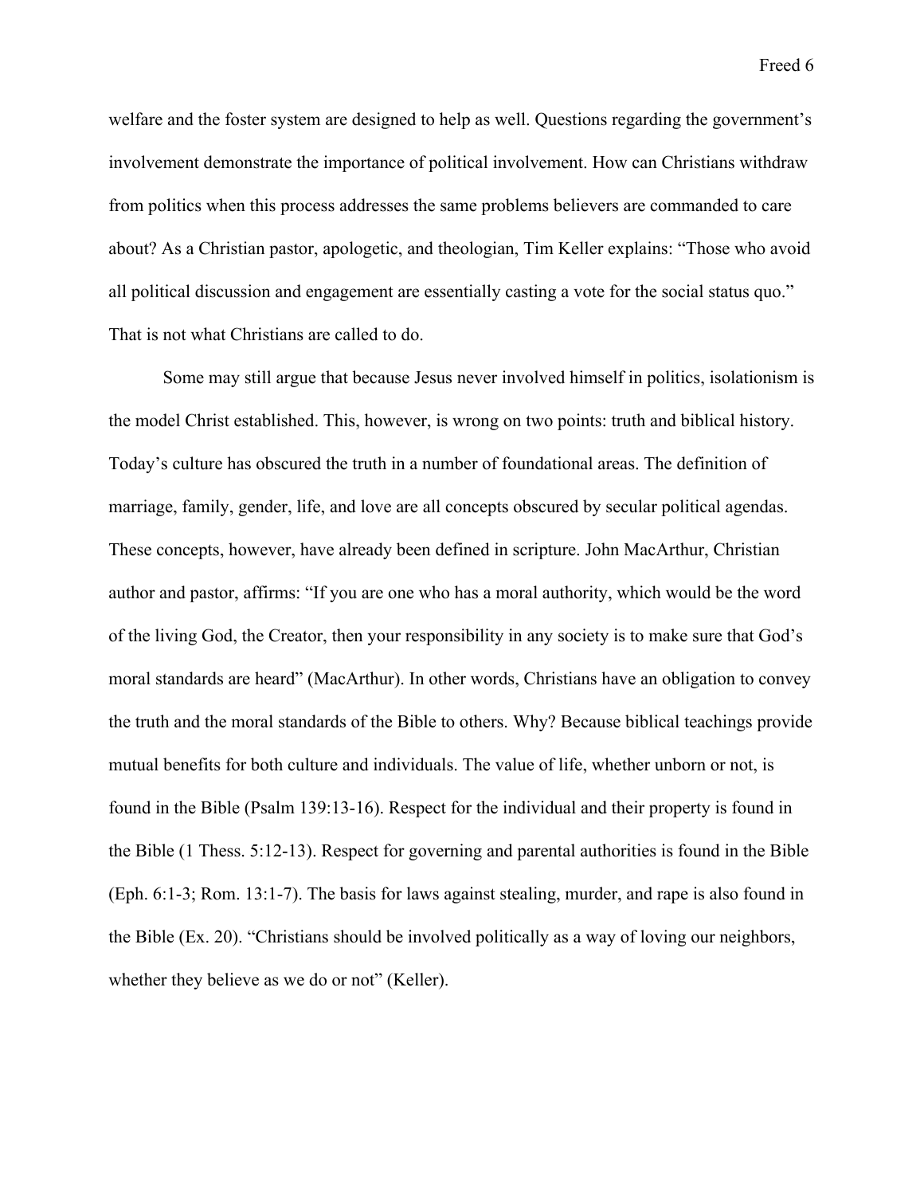welfare and the foster system are designed to help as well. Questions regarding the government's involvement demonstrate the importance of political involvement. How can Christians withdraw from politics when this process addresses the same problems believers are commanded to care about? As a Christian pastor, apologetic, and theologian, Tim Keller explains: "Those who avoid all political discussion and engagement are essentially casting a vote for the social status quo." That is not what Christians are called to do.

Some may still argue that because Jesus never involved himself in politics, isolationism is the model Christ established. This, however, is wrong on two points: truth and biblical history. Today's culture has obscured the truth in a number of foundational areas. The definition of marriage, family, gender, life, and love are all concepts obscured by secular political agendas. These concepts, however, have already been defined in scripture. John MacArthur, Christian author and pastor, affirms: "If you are one who has a moral authority, which would be the word of the living God, the Creator, then your responsibility in any society is to make sure that God's moral standards are heard" (MacArthur). In other words, Christians have an obligation to convey the truth and the moral standards of the Bible to others. Why? Because biblical teachings provide mutual benefits for both culture and individuals. The value of life, whether unborn or not, is found in the Bible (Psalm 139:13-16). Respect for the individual and their property is found in the Bible (1 Thess. 5:12-13). Respect for governing and parental authorities is found in the Bible (Eph. 6:1-3; Rom. 13:1-7). The basis for laws against stealing, murder, and rape is also found in the Bible (Ex. 20). "Christians should be involved politically as a way of loving our neighbors, whether they believe as we do or not" (Keller).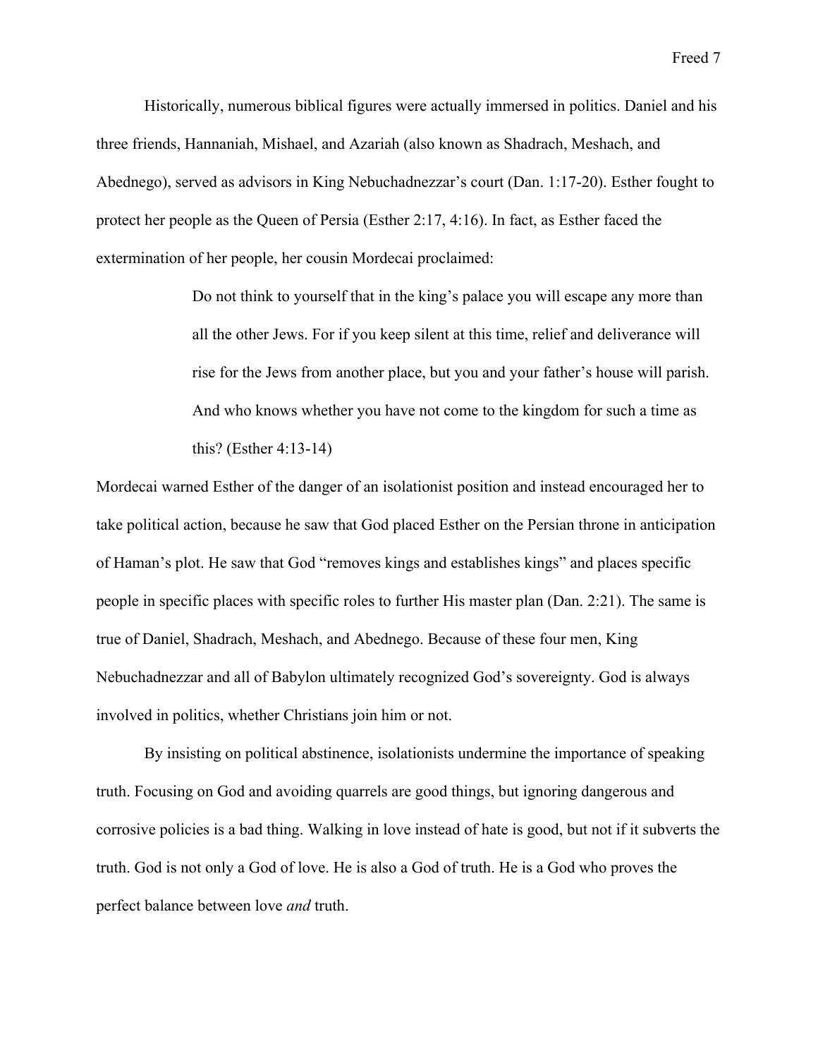Historically, numerous biblical figures were actually immersed in politics. Daniel and his three friends, Hannaniah, Mishael, and Azariah (also known as Shadrach, Meshach, and Abednego), served as advisors in King Nebuchadnezzar's court (Dan. 1:17-20). Esther fought to protect her people as the Queen of Persia (Esther 2:17, 4:16). In fact, as Esther faced the extermination of her people, her cousin Mordecai proclaimed:

> Do not think to yourself that in the king's palace you will escape any more than all the other Jews. For if you keep silent at this time, relief and deliverance will rise for the Jews from another place, but you and your father's house will parish. And who knows whether you have not come to the kingdom for such a time as this? (Esther 4:13-14)

Mordecai warned Esther of the danger of an isolationist position and instead encouraged her to take political action, because he saw that God placed Esther on the Persian throne in anticipation of Haman's plot. He saw that God "removes kings and establishes kings" and places specific people in specific places with specific roles to further His master plan (Dan. 2:21). The same is true of Daniel, Shadrach, Meshach, and Abednego. Because of these four men, King Nebuchadnezzar and all of Babylon ultimately recognized God's sovereignty. God is always involved in politics, whether Christians join him or not.

By insisting on political abstinence, isolationists undermine the importance of speaking truth. Focusing on God and avoiding quarrels are good things, but ignoring dangerous and corrosive policies is a bad thing. Walking in love instead of hate is good, but not if it subverts the truth. God is not only a God of love. He is also a God of truth. He is a God who proves the perfect balance between love *and* truth.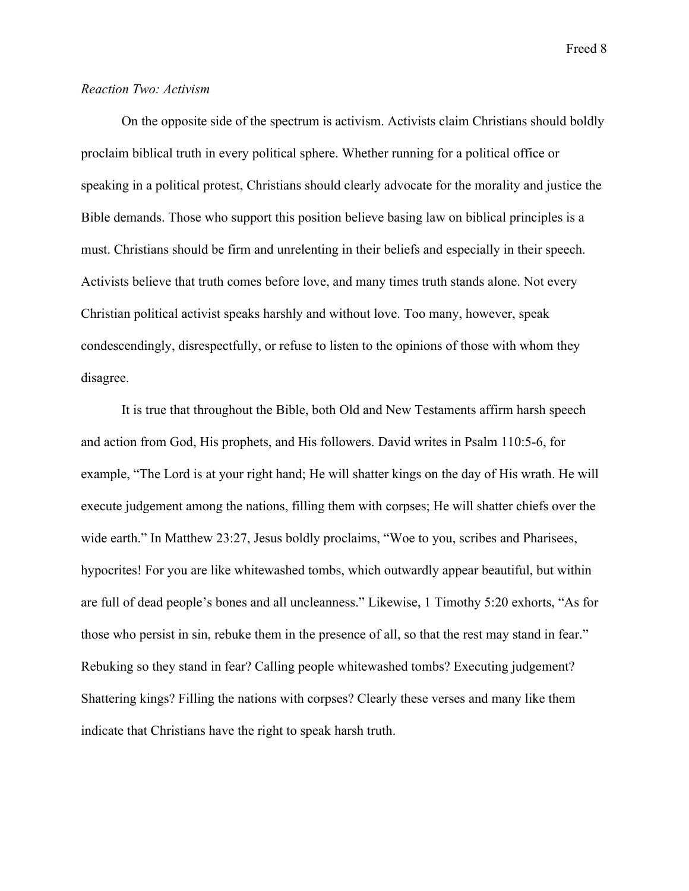*Reaction Two: Activism*

On the opposite side of the spectrum is activism. Activists claim Christians should boldly proclaim biblical truth in every political sphere. Whether running for a political office or speaking in a political protest, Christians should clearly advocate for the morality and justice the Bible demands. Those who support this position believe basing law on biblical principles is a must. Christians should be firm and unrelenting in their beliefs and especially in their speech. Activists believe that truth comes before love, and many times truth stands alone. Not every Christian political activist speaks harshly and without love. Too many, however, speak condescendingly, disrespectfully, or refuse to listen to the opinions of those with whom they disagree.

It is true that throughout the Bible, both Old and New Testaments affirm harsh speech and action from God, His prophets, and His followers. David writes in Psalm 110:5-6, for example, "The Lord is at your right hand; He will shatter kings on the day of His wrath. He will execute judgement among the nations, filling them with corpses; He will shatter chiefs over the wide earth." In Matthew 23:27, Jesus boldly proclaims, "Woe to you, scribes and Pharisees, hypocrites! For you are like whitewashed tombs, which outwardly appear beautiful, but within are full of dead people's bones and all uncleanness." Likewise, 1 Timothy 5:20 exhorts, "As for those who persist in sin, rebuke them in the presence of all, so that the rest may stand in fear." Rebuking so they stand in fear? Calling people whitewashed tombs? Executing judgement? Shattering kings? Filling the nations with corpses? Clearly these verses and many like them indicate that Christians have the right to speak harsh truth.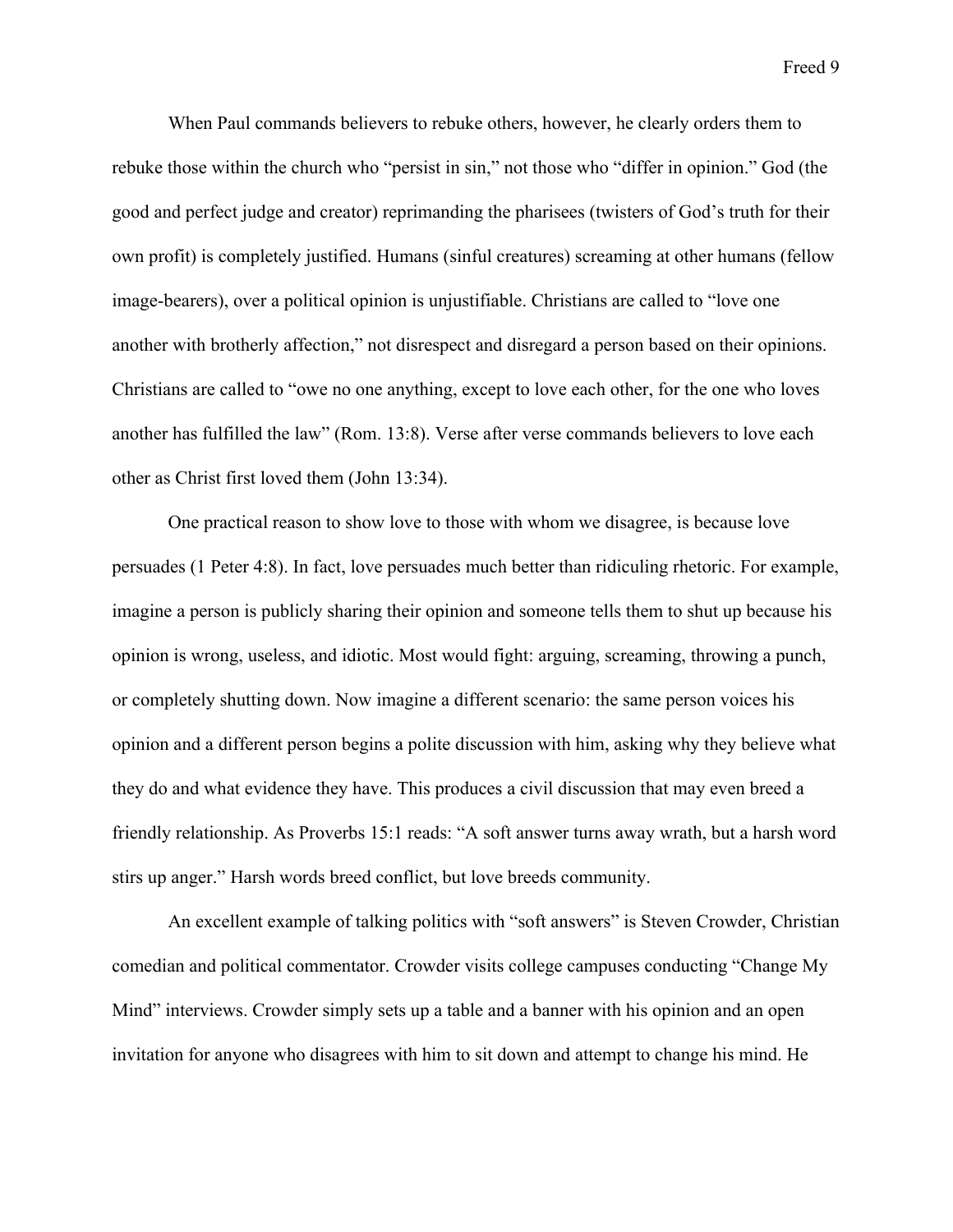When Paul commands believers to rebuke others, however, he clearly orders them to rebuke those within the church who "persist in sin," not those who "differ in opinion." God (the good and perfect judge and creator) reprimanding the pharisees (twisters of God's truth for their own profit) is completely justified. Humans (sinful creatures) screaming at other humans (fellow image-bearers), over a political opinion is unjustifiable. Christians are called to "love one another with brotherly affection," not disrespect and disregard a person based on their opinions. Christians are called to "owe no one anything, except to love each other, for the one who loves another has fulfilled the law" (Rom. 13:8). Verse after verse commands believers to love each other as Christ first loved them (John 13:34).

One practical reason to show love to those with whom we disagree, is because love persuades (1 Peter 4:8). In fact, love persuades much better than ridiculing rhetoric. For example, imagine a person is publicly sharing their opinion and someone tells them to shut up because his opinion is wrong, useless, and idiotic. Most would fight: arguing, screaming, throwing a punch, or completely shutting down. Now imagine a different scenario: the same person voices his opinion and a different person begins a polite discussion with him, asking why they believe what they do and what evidence they have. This produces a civil discussion that may even breed a friendly relationship. As Proverbs 15:1 reads: "A soft answer turns away wrath, but a harsh word stirs up anger." Harsh words breed conflict, but love breeds community.

An excellent example of talking politics with "soft answers" is Steven Crowder, Christian comedian and political commentator. Crowder visits college campuses conducting "Change My Mind" interviews. Crowder simply sets up a table and a banner with his opinion and an open invitation for anyone who disagrees with him to sit down and attempt to change his mind. He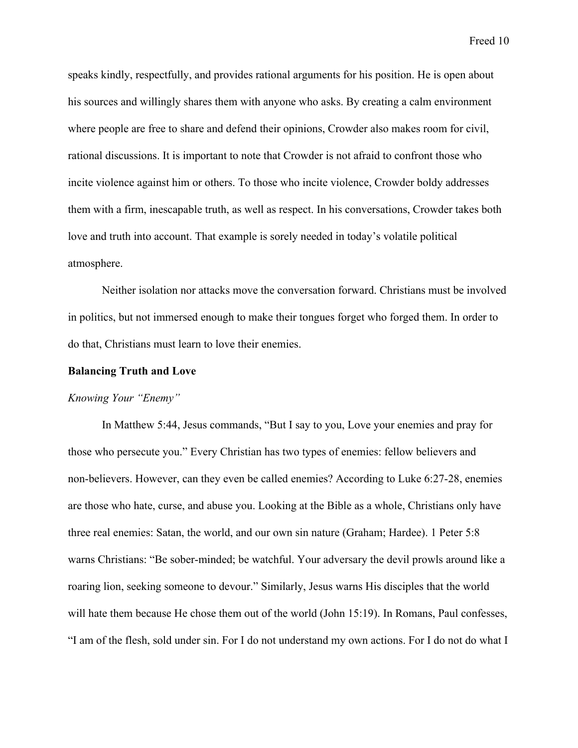speaks kindly, respectfully, and provides rational arguments for his position. He is open about his sources and willingly shares them with anyone who asks. By creating a calm environment where people are free to share and defend their opinions, Crowder also makes room for civil, rational discussions. It is important to note that Crowder is not afraid to confront those who incite violence against him or others. To those who incite violence, Crowder boldy addresses them with a firm, inescapable truth, as well as respect. In his conversations, Crowder takes both love and truth into account. That example is sorely needed in today's volatile political atmosphere.

Neither isolation nor attacks move the conversation forward. Christians must be involved in politics, but not immersed enough to make their tongues forget who forged them. In order to do that, Christians must learn to love their enemies.

**Balancing Truth and Love**

*Knowing Your "Enemy"*

In Matthew 5:44, Jesus commands, "But I say to you, Love your enemies and pray for those who persecute you." Every Christian has two types of enemies: fellow believers and non-believers. However, can they even be called enemies? According to Luke 6:27-28, enemies are those who hate, curse, and abuse you. Looking at the Bible as a whole, Christians only have three real enemies: Satan, the world, and our own sin nature (Graham; Hardee). 1 Peter 5:8 warns Christians: "Be sober-minded; be watchful. Your adversary the devil prowls around like a roaring lion, seeking someone to devour." Similarly, Jesus warns His disciples that the world will hate them because He chose them out of the world (John 15:19). In Romans, Paul confesses, "I am of the flesh, sold under sin. For I do not understand my own actions. For I do not do what I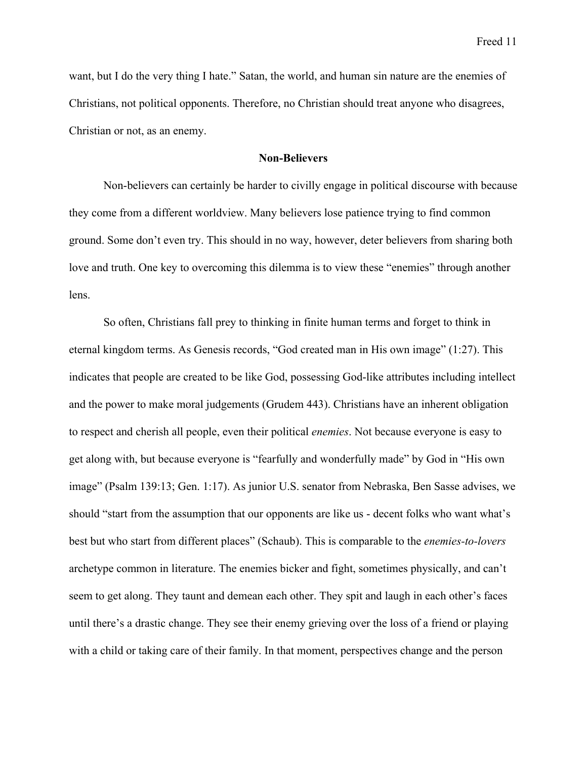want, but I do the very thing I hate." Satan, the world, and human sin nature are the enemies of Christians, not political opponents. Therefore, no Christian should treat anyone who disagrees, Christian or not, as an enemy.

## Non-Believers

Non-believers can certainly be harder to civilly engage in political discourse with because they come from a different worldview. Many believers lose patience trying to find common ground. Some don't even try. This should in no way, however, deter believers from sharing both love and truth. One key to overcoming this dilemma is to view these "enemies" through another lens.

So often, Christians fall prey to thinking in finite human terms and forget to think in eternal kingdom terms. As Genesis records, "God created man in His own image" (1:27). This indicates that people are created to be like God, possessing God-like attributes including intellect and the power to make moral judgements (Grudem 443). Christians have an inherent obligation to respect and cherish all people, even their political *enemies*. Not because everyone is easy to get along with, but because everyone is "fearfully and wonderfully made" by God in "His own image" (Psalm 139:13; Gen. 1:17). As junior U.S. senator from Nebraska, Ben Sasse advises, we should "start from the assumption that our opponents are like us - decent folks who want what's best but who start from different places" (Schaub). This is comparable to the *enemies-to-lovers* archetype common in literature. The enemies bicker and fight, sometimes physically, and can't seem to get along. They taunt and demean each other. They spit and laugh in each other's faces until there's a drastic change. They see their enemy grieving over the loss of a friend or playing with a child or taking care of their family. In that moment, perspectives change and the person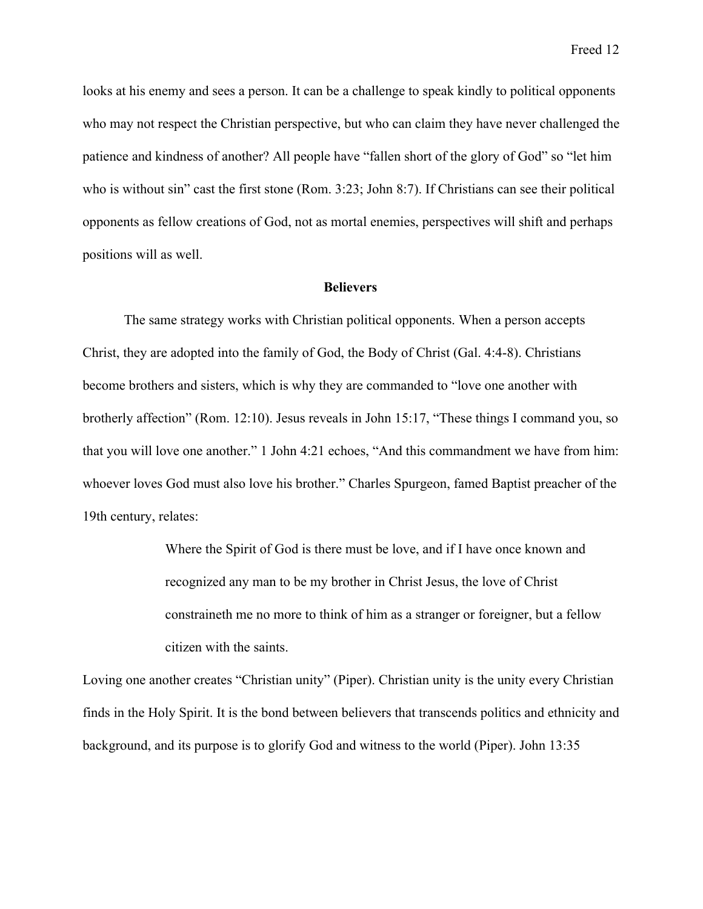looks at his enemy and sees a person. It can be a challenge to speak kindly to political opponents who may not respect the Christian perspective, but who can claim they have never challenged the patience and kindness of another? All people have "fallen short of the glory of God" so "let him who is without sin" cast the first stone (Rom. 3:23; John 8:7). If Christians can see their political opponents as fellow creations of God, not as mortal enemies, perspectives will shift and perhaps positions will as well.

## Believers

The same strategy works with Christian political opponents. When a person accepts Christ, they are adopted into the family of God, the Body of Christ (Gal. 4:4-8). Christians become brothers and sisters, which is why they are commanded to "love one another with brotherly affection" (Rom. 12:10). Jesus reveals in John 15:17, "These things I command you, so that you will love one another." 1 John 4:21 echoes, "And this commandment we have from him: whoever loves God must also love his brother." Charles Spurgeon, famed Baptist preacher of the 19th century, relates:

> Where the Spirit of God is there must be love, and if I have once known and recognized any man to be my brother in Christ Jesus, the love of Christ constraineth me no more to think of him as a stranger or foreigner, but a fellow citizen with the saints.

Loving one another creates "Christian unity" (Piper). Christian unity is the unity every Christian finds in the Holy Spirit. It is the bond between believers that transcends politics and ethnicity and background, and its purpose is to glorify God and witness to the world (Piper). John 13:35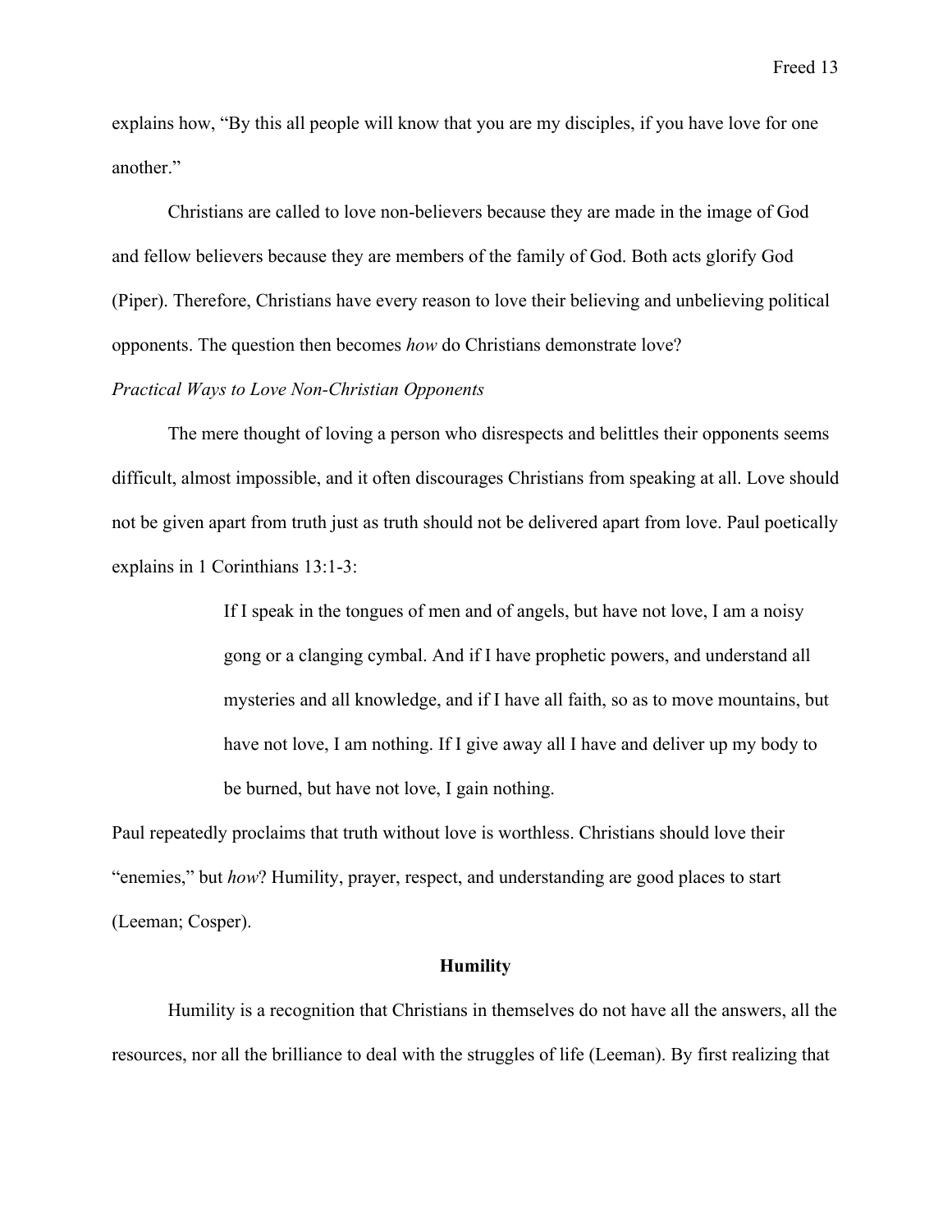explains how, "By this all people will know that you are my disciples, if you have love for one another."

Christians are called to love non-believers because they are made in the image of God and fellow believers because they are members of the family of God. Both acts glorify God (Piper). Therefore, Christians have every reason to love their believing and unbelieving political opponents. The question then becomes *how* do Christians demonstrate love?

*Practical Ways to Love Non-Christian Opponents*

The mere thought of loving a person who disrespects and belittles their opponents seems difficult, almost impossible, and it often discourages Christians from speaking at all. Love should not be given apart from truth just as truth should not be delivered apart from love. Paul poetically explains in 1 Corinthians 13:1-3:

> If I speak in the tongues of men and of angels, but have not love, I am a noisy gong or a clanging cymbal. And if I have prophetic powers, and understand all mysteries and all knowledge, and if I have all faith, so as to move mountains, but have not love, I am nothing. If I give away all I have and deliver up my body to be burned, but have not love, I gain nothing.

Paul repeatedly proclaims that truth without love is worthless. Christians should love their "enemies," but *how*? Humility, prayer, respect, and understanding are good places to start (Leeman; Cosper).

**Humility**

Humility is a recognition that Christians in themselves do not have all the answers, all the resources, nor all the brilliance to deal with the struggles of life (Leeman). By first realizing that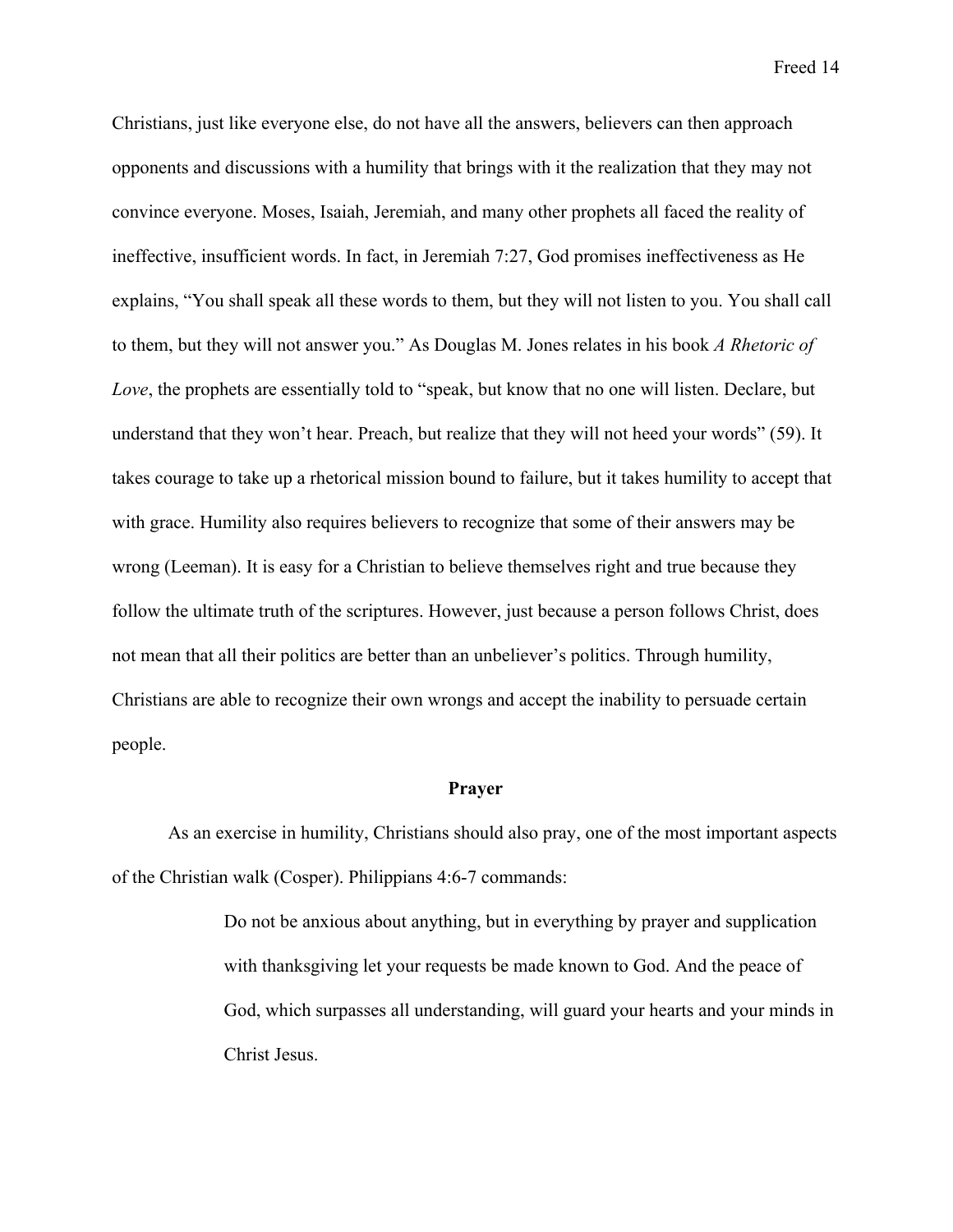Christians, just like everyone else, do not have all the answers, believers can then approach opponents and discussions with a humility that brings with it the realization that they may not convince everyone. Moses, Isaiah, Jeremiah, and many other prophets all faced the reality of ineffective, insufficient words. In fact, in Jeremiah 7:27, God promises ineffectiveness as He explains, "You shall speak all these words to them, but they will not listen to you. You shall call to them, but they will not answer you." As Douglas M. Jones relates in his book *A Rhetoric of Love*, the prophets are essentially told to "speak, but know that no one will listen. Declare, but understand that they won't hear. Preach, but realize that they will not heed your words" (59). It takes courage to take up a rhetorical mission bound to failure, but it takes humility to accept that with grace. Humility also requires believers to recognize that some of their answers may be wrong (Leeman). It is easy for a Christian to believe themselves right and true because they follow the ultimate truth of the scriptures. However, just because a person follows Christ, does not mean that all their politics are better than an unbeliever's politics. Through humility, Christians are able to recognize their own wrongs and accept the inability to persuade certain people.

## Prayer

As an exercise in humility, Christians should also pray, one of the most important aspects of the Christian walk (Cosper). Philippians 4:6-7 commands:

> Do not be anxious about anything, but in everything by prayer and supplication with thanksgiving let your requests be made known to God. And the peace of God, which surpasses all understanding, will guard your hearts and your minds in Christ Jesus.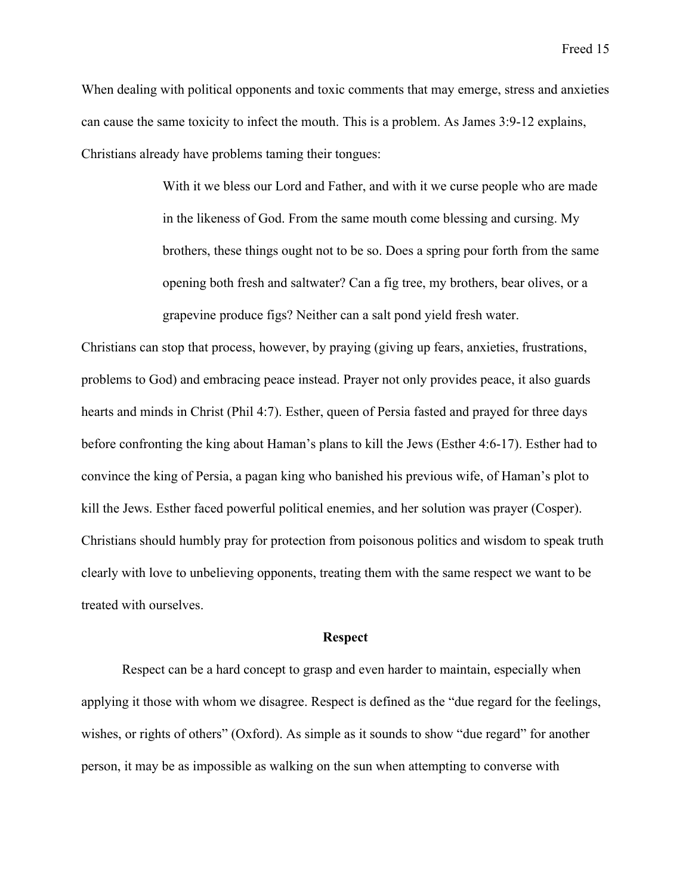When dealing with political opponents and toxic comments that may emerge, stress and anxieties can cause the same toxicity to infect the mouth. This is a problem. As James 3:9-12 explains, Christians already have problems taming their tongues:

> With it we bless our Lord and Father, and with it we curse people who are made in the likeness of God. From the same mouth come blessing and cursing. My brothers, these things ought not to be so. Does a spring pour forth from the same opening both fresh and saltwater? Can a fig tree, my brothers, bear olives, or a grapevine produce figs? Neither can a salt pond yield fresh water.

Christians can stop that process, however, by praying (giving up fears, anxieties, frustrations, problems to God) and embracing peace instead. Prayer not only provides peace, it also guards hearts and minds in Christ (Phil 4:7). Esther, queen of Persia fasted and prayed for three days before confronting the king about Haman's plans to kill the Jews (Esther 4:6-17). Esther had to convince the king of Persia, a pagan king who banished his previous wife, of Haman's plot to kill the Jews. Esther faced powerful political enemies, and her solution was prayer (Cosper). Christians should humbly pray for protection from poisonous politics and wisdom to speak truth clearly with love to unbelieving opponents, treating them with the same respect we want to be treated with ourselves.

## Respect

Respect can be a hard concept to grasp and even harder to maintain, especially when applying it those with whom we disagree. Respect is defined as the "due regard for the feelings, wishes, or rights of others" (Oxford). As simple as it sounds to show "due regard" for another person, it may be as impossible as walking on the sun when attempting to converse with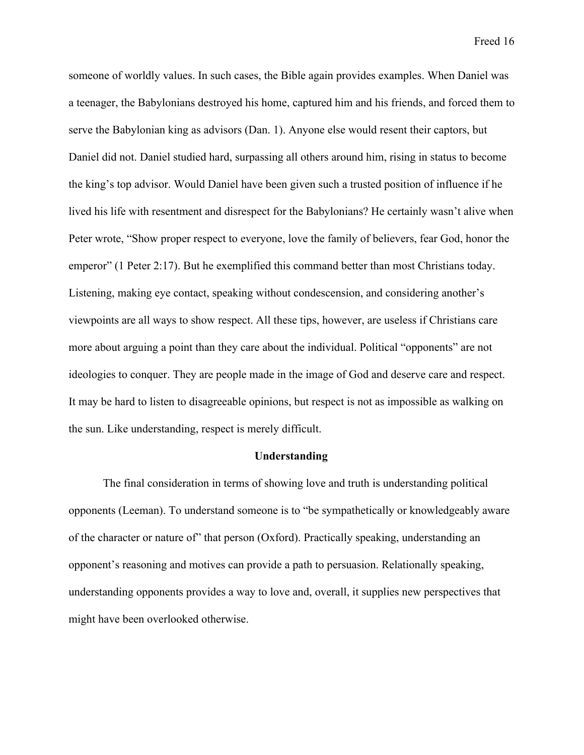someone of worldly values. In such cases, the Bible again provides examples. When Daniel was a teenager, the Babylonians destroyed his home, captured him and his friends, and forced them to serve the Babylonian king as advisors (Dan. 1). Anyone else would resent their captors, but Daniel did not. Daniel studied hard, surpassing all others around him, rising in status to become the king's top advisor. Would Daniel have been given such a trusted position of influence if he lived his life with resentment and disrespect for the Babylonians? He certainly wasn't alive when Peter wrote, "Show proper respect to everyone, love the family of believers, fear God, honor the emperor" (1 Peter 2:17). But he exemplified this command better than most Christians today. Listening, making eye contact, speaking without condescension, and considering another's viewpoints are all ways to show respect. All these tips, however, are useless if Christians care more about arguing a point than they care about the individual. Political "opponents" are not ideologies to conquer. They are people made in the image of God and deserve care and respect. It may be hard to listen to disagreeable opinions, but respect is not as impossible as walking on the sun. Like understanding, respect is merely difficult.

## Understanding

The final consideration in terms of showing love and truth is understanding political opponents (Leeman). To understand someone is to "be sympathetically or knowledgeably aware of the character or nature of" that person (Oxford). Practically speaking, understanding an opponent's reasoning and motives can provide a path to persuasion. Relationally speaking, understanding opponents provides a way to love and, overall, it supplies new perspectives that might have been overlooked otherwise.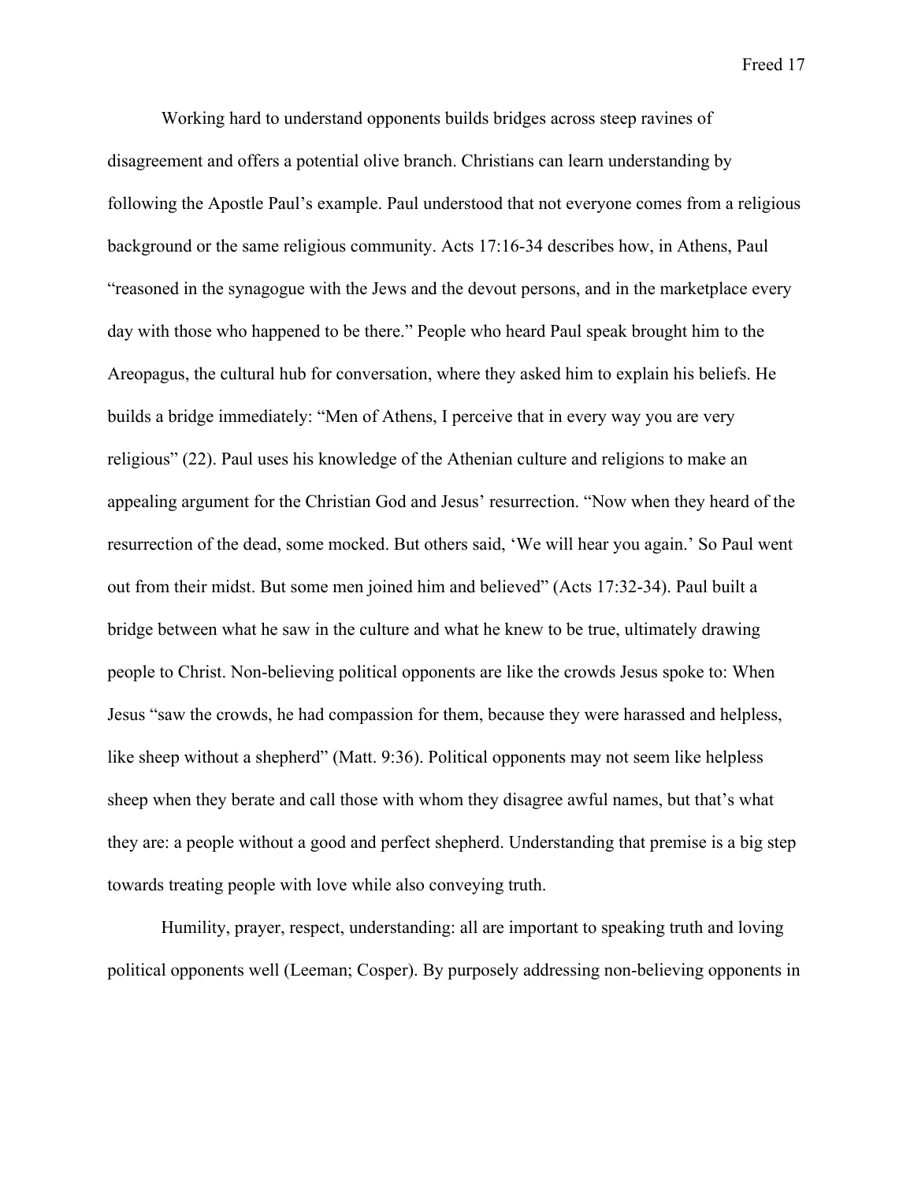Working hard to understand opponents builds bridges across steep ravines of disagreement and offers a potential olive branch. Christians can learn understanding by following the Apostle Paul's example. Paul understood that not everyone comes from a religious background or the same religious community. Acts 17:16-34 describes how, in Athens, Paul "reasoned in the synagogue with the Jews and the devout persons, and in the marketplace every day with those who happened to be there." People who heard Paul speak brought him to the Areopagus, the cultural hub for conversation, where they asked him to explain his beliefs. He builds a bridge immediately: "Men of Athens, I perceive that in every way you are very religious" (22). Paul uses his knowledge of the Athenian culture and religions to make an appealing argument for the Christian God and Jesus' resurrection. "Now when they heard of the resurrection of the dead, some mocked. But others said, 'We will hear you again.' So Paul went out from their midst. But some men joined him and believed" (Acts 17:32-34). Paul built a bridge between what he saw in the culture and what he knew to be true, ultimately drawing people to Christ. Non-believing political opponents are like the crowds Jesus spoke to: When Jesus "saw the crowds, he had compassion for them, because they were harassed and helpless, like sheep without a shepherd" (Matt. 9:36). Political opponents may not seem like helpless sheep when they berate and call those with whom they disagree awful names, but that's what they are: a people without a good and perfect shepherd. Understanding that premise is a big step towards treating people with love while also conveying truth.

Humility, prayer, respect, understanding: all are important to speaking truth and loving political opponents well (Leeman; Cosper). By purposely addressing non-believing opponents in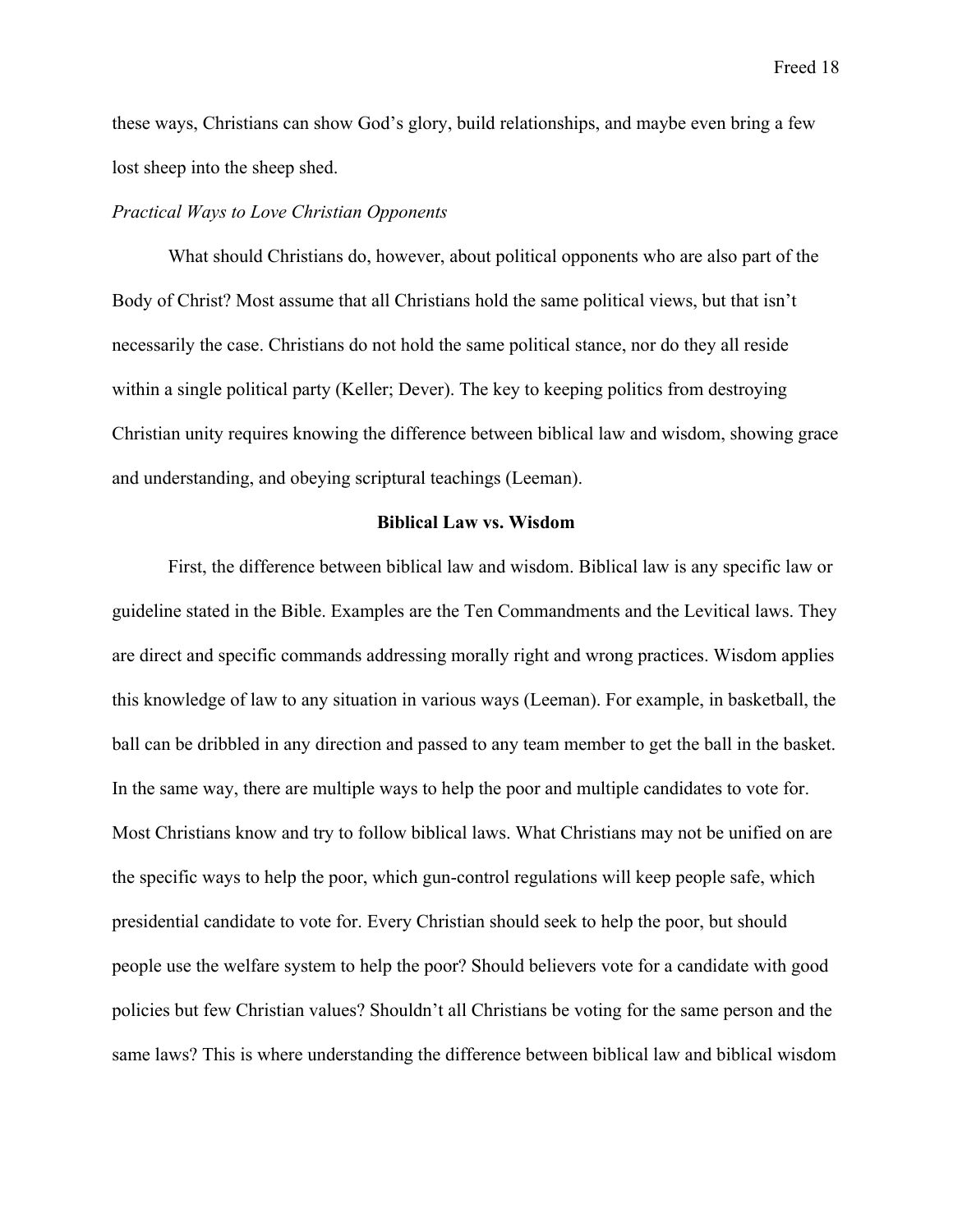these ways, Christians can show God's glory, build relationships, and maybe even bring a few lost sheep into the sheep shed.

*Practical Ways to Love Christian Opponents*

What should Christians do, however, about political opponents who are also part of the Body of Christ? Most assume that all Christians hold the same political views, but that isn't necessarily the case. Christians do not hold the same political stance, nor do they all reside within a single political party (Keller; Dever). The key to keeping politics from destroying Christian unity requires knowing the difference between biblical law and wisdom, showing grace and understanding, and obeying scriptural teachings (Leeman).

**Biblical Law vs. Wisdom**

First, the difference between biblical law and wisdom. Biblical law is any specific law or guideline stated in the Bible. Examples are the Ten Commandments and the Levitical laws. They are direct and specific commands addressing morally right and wrong practices. Wisdom applies this knowledge of law to any situation in various ways (Leeman). For example, in basketball, the ball can be dribbled in any direction and passed to any team member to get the ball in the basket. In the same way, there are multiple ways to help the poor and multiple candidates to vote for. Most Christians know and try to follow biblical laws. What Christians may not be unified on are the specific ways to help the poor, which gun-control regulations will keep people safe, which presidential candidate to vote for. Every Christian should seek to help the poor, but should people use the welfare system to help the poor? Should believers vote for a candidate with good policies but few Christian values? Shouldn't all Christians be voting for the same person and the same laws? This is where understanding the difference between biblical law and biblical wisdom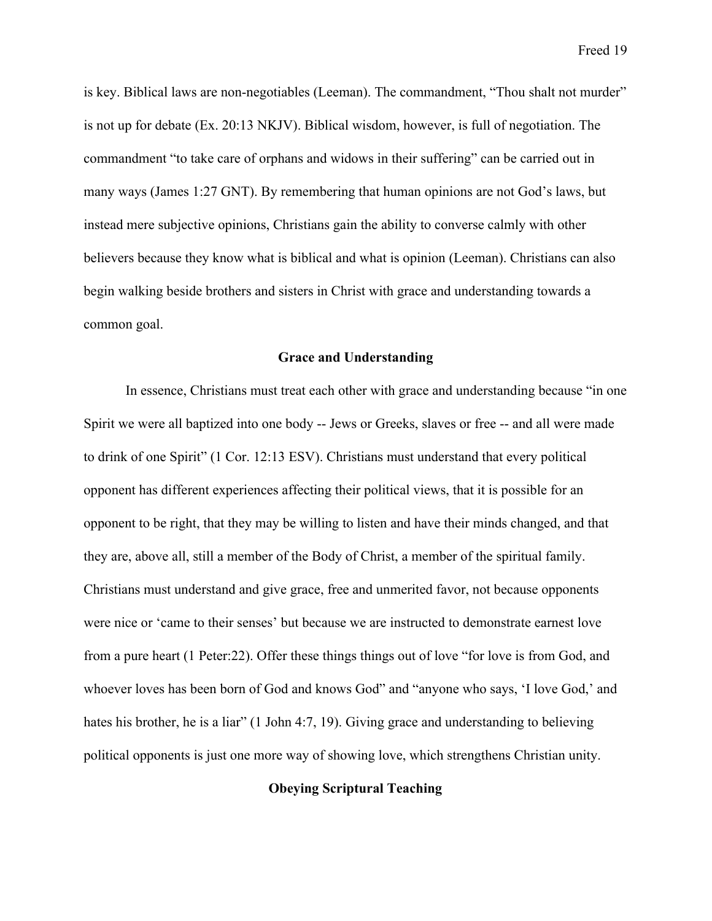is key. Biblical laws are non-negotiables (Leeman). The commandment, "Thou shalt not murder" is not up for debate (Ex. 20:13 NKJV). Biblical wisdom, however, is full of negotiation. The commandment "to take care of orphans and widows in their suffering" can be carried out in many ways (James 1:27 GNT). By remembering that human opinions are not God's laws, but instead mere subjective opinions, Christians gain the ability to converse calmly with other believers because they know what is biblical and what is opinion (Leeman). Christians can also begin walking beside brothers and sisters in Christ with grace and understanding towards a common goal.

## Grace and Understanding

In essence, Christians must treat each other with grace and understanding because "in one Spirit we were all baptized into one body -- Jews or Greeks, slaves or free -- and all were made to drink of one Spirit" (1 Cor. 12:13 ESV). Christians must understand that every political opponent has different experiences affecting their political views, that it is possible for an opponent to be right, that they may be willing to listen and have their minds changed, and that they are, above all, still a member of the Body of Christ, a member of the spiritual family. Christians must understand and give grace, free and unmerited favor, not because opponents were nice or 'came to their senses' but because we are instructed to demonstrate earnest love from a pure heart (1 Peter:22). Offer these things things out of love "for love is from God, and whoever loves has been born of God and knows God" and "anyone who says, 'I love God,' and hates his brother, he is a liar" (1 John 4:7, 19). Giving grace and understanding to believing political opponents is just one more way of showing love, which strengthens Christian unity.

## Obeying Scriptural Teaching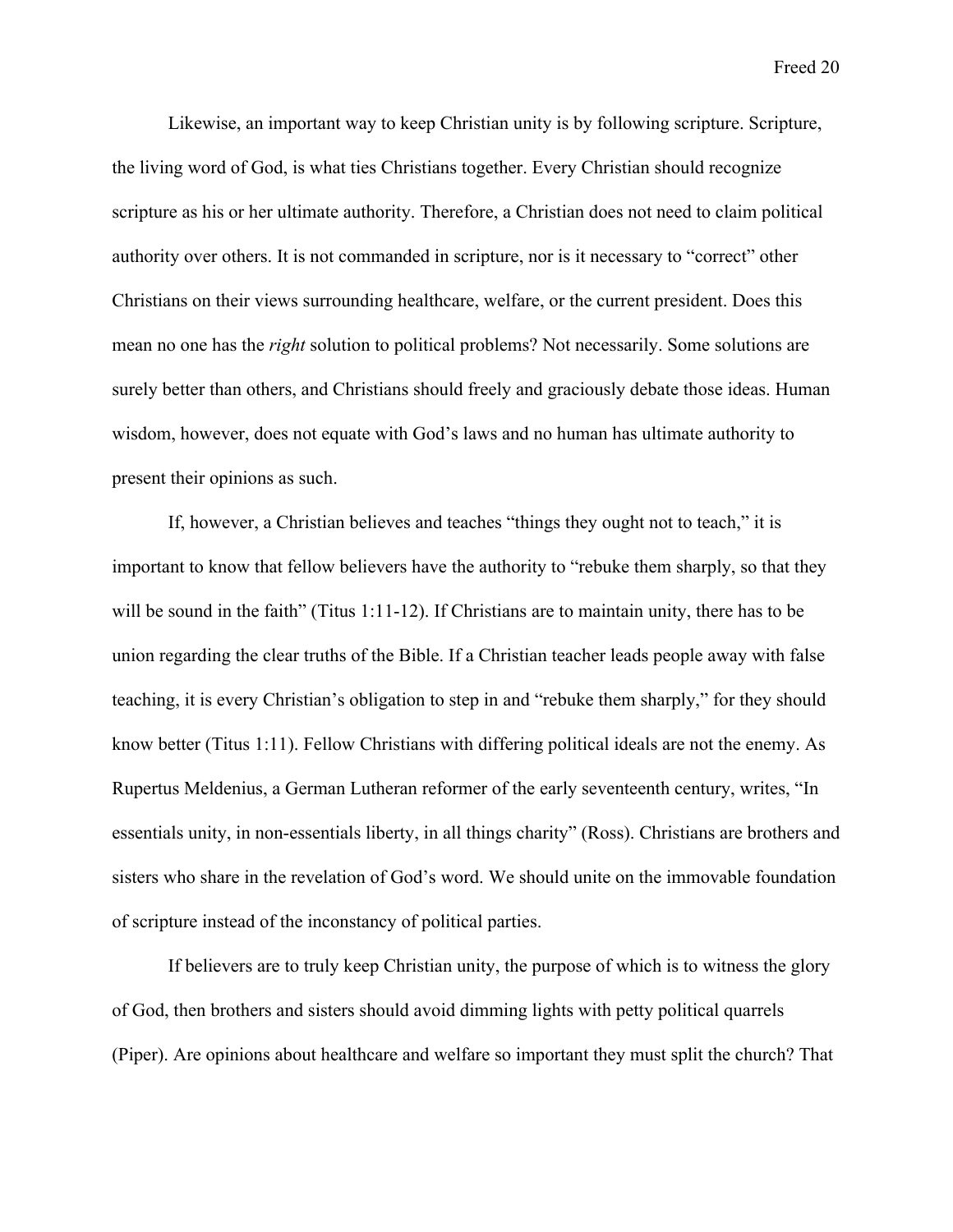Likewise, an important way to keep Christian unity is by following scripture. Scripture, the living word of God, is what ties Christians together. Every Christian should recognize scripture as his or her ultimate authority. Therefore, a Christian does not need to claim political authority over others. It is not commanded in scripture, nor is it necessary to "correct" other Christians on their views surrounding healthcare, welfare, or the current president. Does this mean no one has the *right* solution to political problems? Not necessarily. Some solutions are surely better than others, and Christians should freely and graciously debate those ideas. Human wisdom, however, does not equate with God's laws and no human has ultimate authority to present their opinions as such.

If, however, a Christian believes and teaches "things they ought not to teach," it is important to know that fellow believers have the authority to "rebuke them sharply, so that they will be sound in the faith" (Titus 1:11-12). If Christians are to maintain unity, there has to be union regarding the clear truths of the Bible. If a Christian teacher leads people away with false teaching, it is every Christian's obligation to step in and "rebuke them sharply," for they should know better (Titus 1:11). Fellow Christians with differing political ideals are not the enemy. As Rupertus Meldenius, a German Lutheran reformer of the early seventeenth century, writes, "In essentials unity, in non-essentials liberty, in all things charity" (Ross). Christians are brothers and sisters who share in the revelation of God's word. We should unite on the immovable foundation of scripture instead of the inconstancy of political parties.

If believers are to truly keep Christian unity, the purpose of which is to witness the glory of God, then brothers and sisters should avoid dimming lights with petty political quarrels (Piper). Are opinions about healthcare and welfare so important they must split the church? That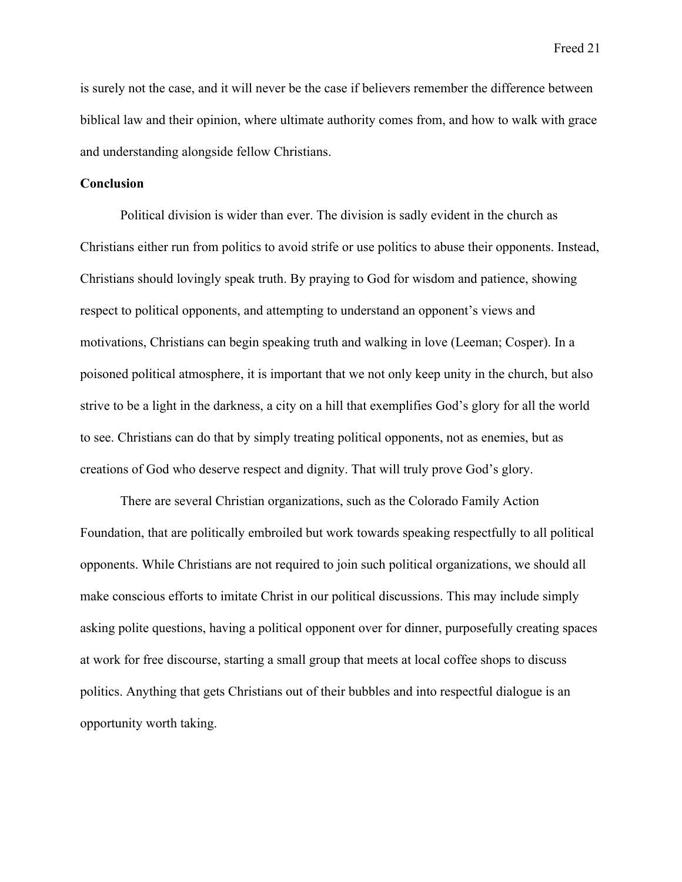is surely not the case, and it will never be the case if believers remember the difference between biblical law and their opinion, where ultimate authority comes from, and how to walk with grace and understanding alongside fellow Christians.

**Conclusion**

Political division is wider than ever. The division is sadly evident in the church as Christians either run from politics to avoid strife or use politics to abuse their opponents. Instead, Christians should lovingly speak truth. By praying to God for wisdom and patience, showing respect to political opponents, and attempting to understand an opponent's views and motivations, Christians can begin speaking truth and walking in love (Leeman; Cosper). In a poisoned political atmosphere, it is important that we not only keep unity in the church, but also strive to be a light in the darkness, a city on a hill that exemplifies God's glory for all the world to see. Christians can do that by simply treating political opponents, not as enemies, but as creations of God who deserve respect and dignity. That will truly prove God's glory.

There are several Christian organizations, such as the Colorado Family Action Foundation, that are politically embroiled but work towards speaking respectfully to all political opponents. While Christians are not required to join such political organizations, we should all make conscious efforts to imitate Christ in our political discussions. This may include simply asking polite questions, having a political opponent over for dinner, purposefully creating spaces at work for free discourse, starting a small group that meets at local coffee shops to discuss politics. Anything that gets Christians out of their bubbles and into respectful dialogue is an opportunity worth taking.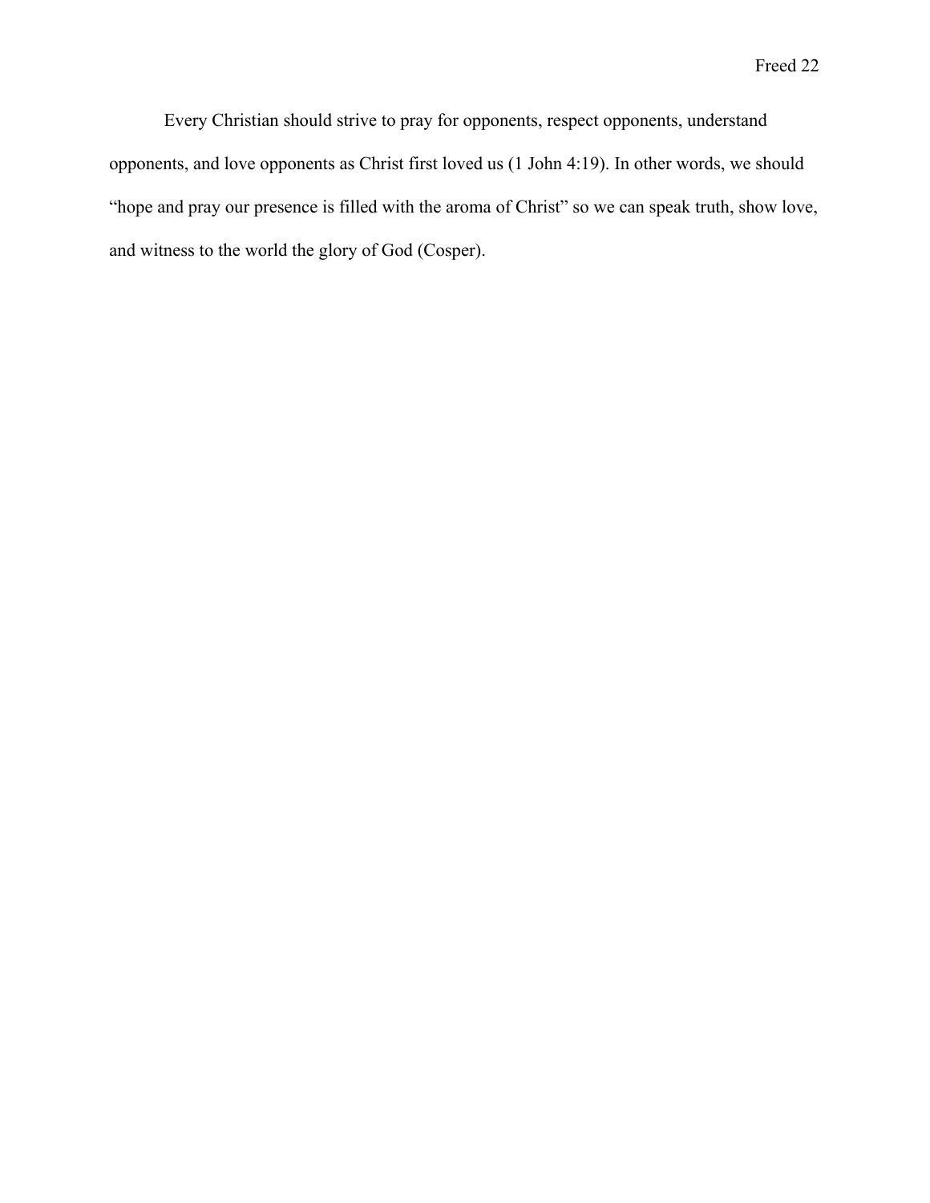Every Christian should strive to pray for opponents, respect opponents, understand opponents, and love opponents as Christ first loved us (1 John 4:19). In other words, we should "hope and pray our presence is filled with the aroma of Christ" so we can speak truth, show love, and witness to the world the glory of God (Cosper).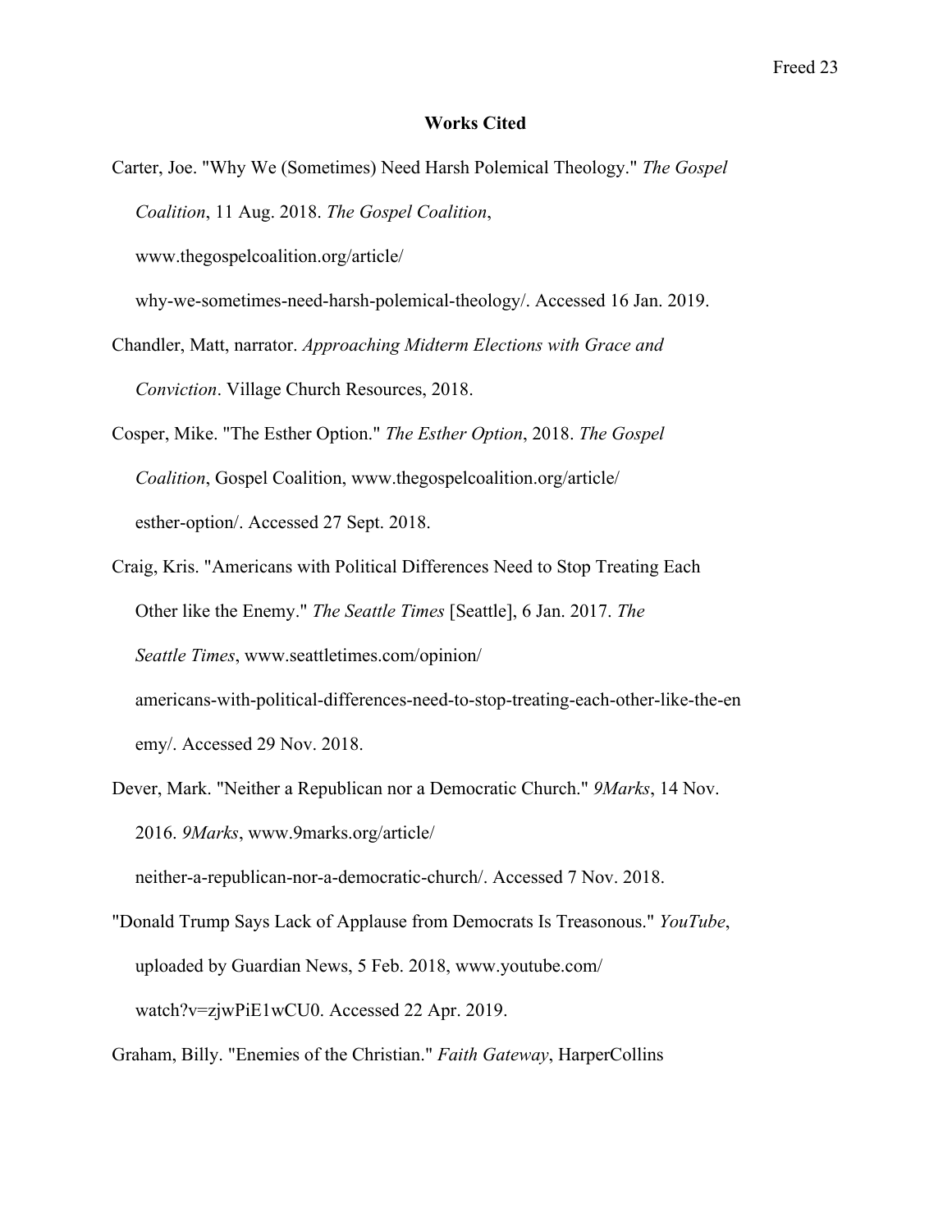## Works Cited

Carter, Joe. "Why We (Sometimes) Need Harsh Polemical Theology." *The Gospel Coalition*, 11 Aug. 2018. *The Gospel Coalition*, www.thegospelcoalition.org/article/why-we-sometimes-need-harsh-polemical-theology/. Accessed 16 Jan. 2019.

Chandler, Matt, narrator. *Approaching Midterm Elections with Grace and Conviction*. Village Church Resources, 2018.

Cosper, Mike. "The Esther Option." *The Esther Option*, 2018. *The Gospel Coalition*, Gospel Coalition, www.thegospelcoalition.org/article/esther-option/. Accessed 27 Sept. 2018.

Craig, Kris. "Americans with Political Differences Need to Stop Treating Each Other like the Enemy." *The Seattle Times* [Seattle], 6 Jan. 2017. *The Seattle Times*, www.seattletimes.com/opinion/americans-with-political-differences-need-to-stop-treating-each-other-like-the-enemy/. Accessed 29 Nov. 2018.

Dever, Mark. "Neither a Republican nor a Democratic Church." *9Marks*, 14 Nov. 2016. *9Marks*, www.9marks.org/article/neither-a-republican-nor-a-democratic-church/. Accessed 7 Nov. 2018.

"Donald Trump Says Lack of Applause from Democrats Is Treasonous." *YouTube*, uploaded by Guardian News, 5 Feb. 2018, www.youtube.com/watch?v=zjwPiE1wCU0. Accessed 22 Apr. 2019.

Graham, Billy. "Enemies of the Christian." *Faith Gateway*, HarperCollins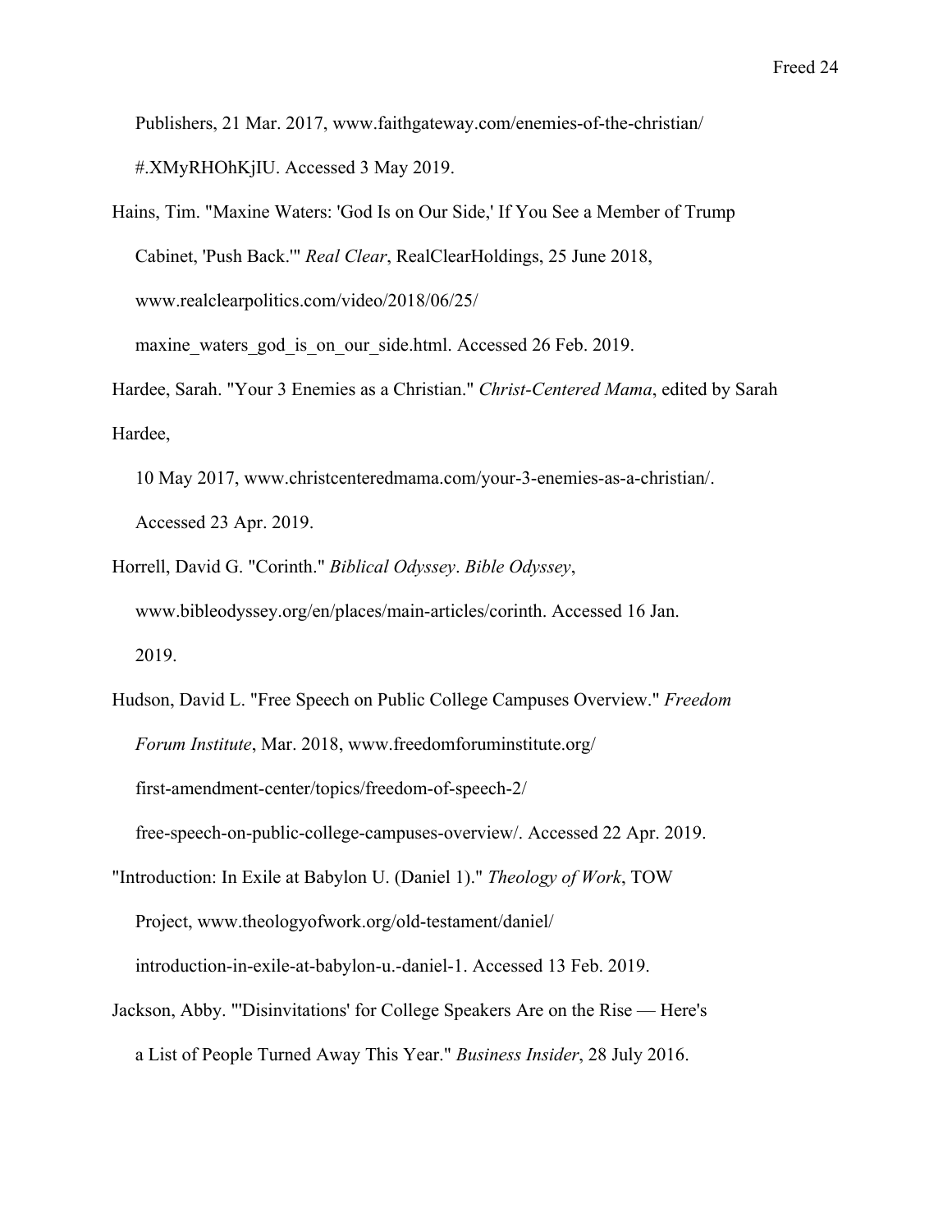Publishers, 21 Mar. 2017, www.faithgateway.com/enemies-of-the-christian/#.XMyRHOhKjIU. Accessed 3 May 2019.

Hains, Tim. "Maxine Waters: 'God Is on Our Side,' If You See a Member of Trump Cabinet, 'Push Back.'" *Real Clear*, RealClearHoldings, 25 June 2018, www.realclearpolitics.com/video/2018/06/25/maxine_waters_god_is_on_our_side.html. Accessed 26 Feb. 2019.

Hardee, Sarah. "Your 3 Enemies as a Christian." *Christ-Centered Mama*, edited by Sarah Hardee, 10 May 2017, www.christcenteredmama.com/your-3-enemies-as-a-christian/. Accessed 23 Apr. 2019.

Horrell, David G. "Corinth." *Biblical Odyssey*. *Bible Odyssey*, www.bibleodyssey.org/en/places/main-articles/corinth. Accessed 16 Jan. 2019.

Hudson, David L. "Free Speech on Public College Campuses Overview." *Freedom Forum Institute*, Mar. 2018, www.freedomforuminstitute.org/first-amendment-center/topics/freedom-of-speech-2/free-speech-on-public-college-campuses-overview/. Accessed 22 Apr. 2019.

"Introduction: In Exile at Babylon U. (Daniel 1)." *Theology of Work*, TOW Project, www.theologyofwork.org/old-testament/daniel/introduction-in-exile-at-babylon-u.-daniel-1. Accessed 13 Feb. 2019.

Jackson, Abby. "'Disinvitations' for College Speakers Are on the Rise — Here's a List of People Turned Away This Year." *Business Insider*, 28 July 2016.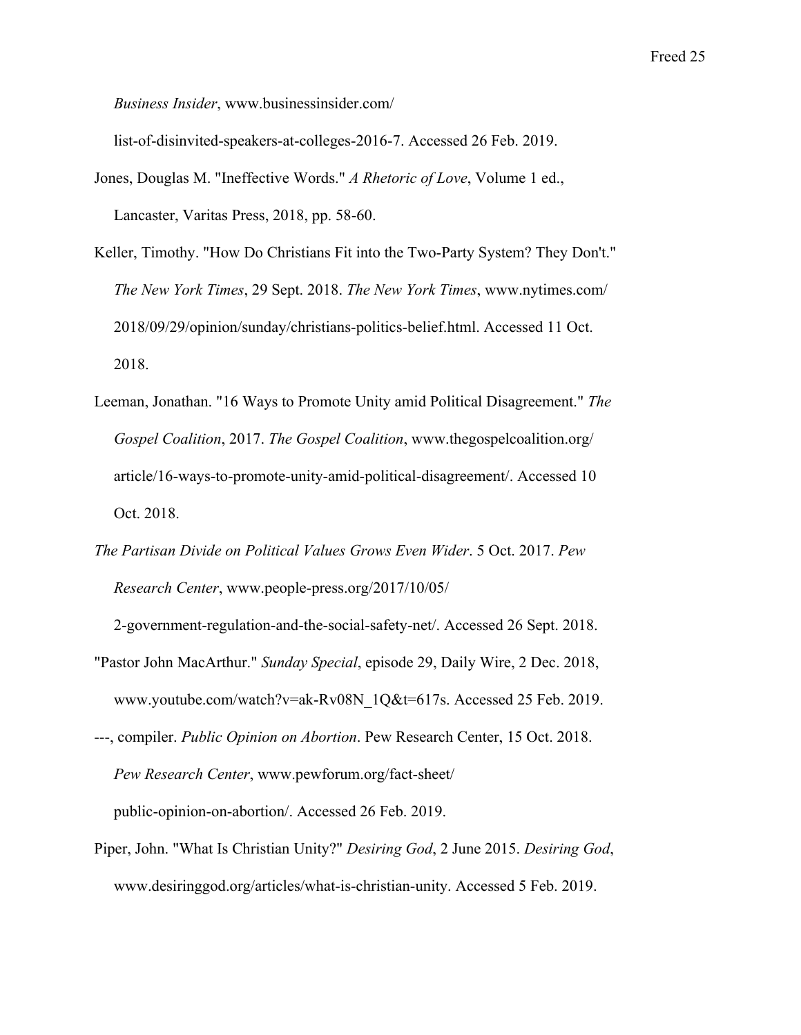*Business Insider*, www.businessinsider.com/list-of-disinvited-speakers-at-colleges-2016-7. Accessed 26 Feb. 2019.

Jones, Douglas M. "Ineffective Words." *A Rhetoric of Love*, Volume 1 ed., Lancaster, Varitas Press, 2018, pp. 58-60.

Keller, Timothy. "How Do Christians Fit into the Two-Party System? They Don't." *The New York Times*, 29 Sept. 2018. *The New York Times*, www.nytimes.com/2018/09/29/opinion/sunday/christians-politics-belief.html. Accessed 11 Oct. 2018.

Leeman, Jonathan. "16 Ways to Promote Unity amid Political Disagreement." *The Gospel Coalition*, 2017. *The Gospel Coalition*, www.thegospelcoalition.org/article/16-ways-to-promote-unity-amid-political-disagreement/. Accessed 10 Oct. 2018.

*The Partisan Divide on Political Values Grows Even Wider*. 5 Oct. 2017. *Pew Research Center*, www.people-press.org/2017/10/05/2-government-regulation-and-the-social-safety-net/. Accessed 26 Sept. 2018.

"Pastor John MacArthur." *Sunday Special*, episode 29, Daily Wire, 2 Dec. 2018, www.youtube.com/watch?v=ak-Rv08N_1Q&t=617s. Accessed 25 Feb. 2019.

---, compiler. *Public Opinion on Abortion*. Pew Research Center, 15 Oct. 2018. *Pew Research Center*, www.pewforum.org/fact-sheet/public-opinion-on-abortion/. Accessed 26 Feb. 2019.

Piper, John. "What Is Christian Unity?" *Desiring God*, 2 June 2015. *Desiring God*, www.desiringgod.org/articles/what-is-christian-unity. Accessed 5 Feb. 2019.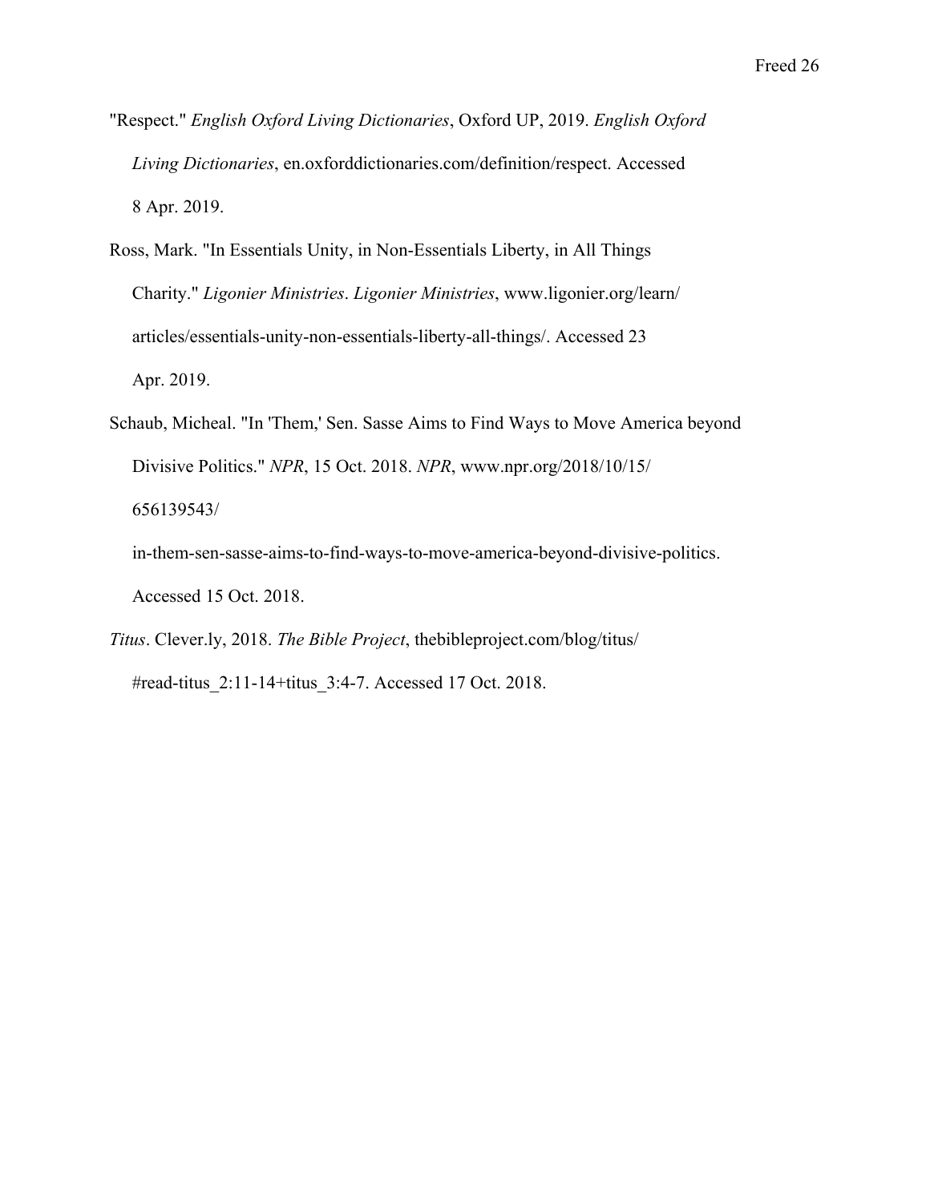"Respect." *English Oxford Living Dictionaries*, Oxford UP, 2019. *English Oxford Living Dictionaries*, en.oxforddictionaries.com/definition/respect. Accessed 8 Apr. 2019.

Ross, Mark. "In Essentials Unity, in Non-Essentials Liberty, in All Things Charity." *Ligonier Ministries*. *Ligonier Ministries*, www.ligonier.org/learn/articles/essentials-unity-non-essentials-liberty-all-things/. Accessed 23 Apr. 2019.

Schaub, Micheal. "In 'Them,' Sen. Sasse Aims to Find Ways to Move America beyond Divisive Politics." *NPR*, 15 Oct. 2018. *NPR*, www.npr.org/2018/10/15/656139543/in-them-sen-sasse-aims-to-find-ways-to-move-america-beyond-divisive-politics. Accessed 15 Oct. 2018.

*Titus*. Clever.ly, 2018. *The Bible Project*, thebibleproject.com/blog/titus/#read-titus_2:11-14+titus_3:4-7. Accessed 17 Oct. 2018.